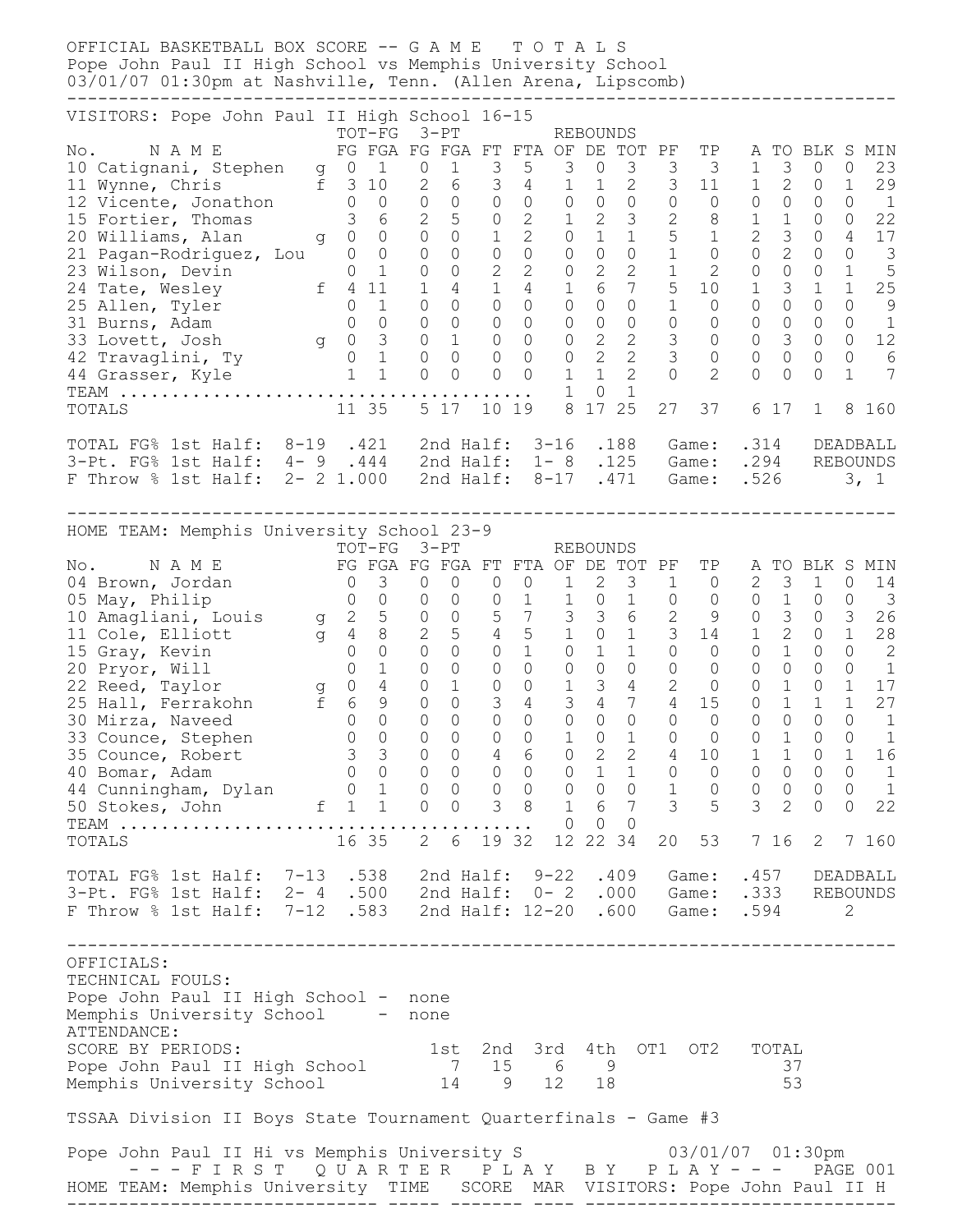OFFICIAL BASKETBALL BOX SCORE -- GAME TOTALS
Pope John Paul II High School vs Memphis University School
03/01/07 01:30pm at Nashville, Tenn. (Allen Arena, Lipscomb)

VISITORS: Pope John Paul II High School 16-15

| No. | NAME | | FG | FGA | 3-PT FG | 3-PT FGA | FT | FTA | OF | DE | TOT | PF | TP | A | TO | BLK | S | MIN |
|---|---|---|---|---|---|---|---|---|---|---|---|---|---|---|---|---|---|---|
| 10 | Catignani, Stephen | g | 0 | 1 | 0 | 1 | 3 | 5 | 3 | 0 | 3 | 3 | 3 | 1 | 3 | 0 | 0 | 23 |
| 11 | Wynne, Chris | f | 3 | 10 | 2 | 6 | 3 | 4 | 1 | 1 | 2 | 3 | 11 | 1 | 2 | 0 | 1 | 29 |
| 12 | Vicente, Jonathon | | 0 | 0 | 0 | 0 | 0 | 0 | 0 | 0 | 0 | 0 | 0 | 0 | 0 | 0 | 0 | 1 |
| 15 | Fortier, Thomas | | 3 | 6 | 2 | 5 | 0 | 2 | 1 | 2 | 3 | 2 | 8 | 1 | 1 | 0 | 0 | 22 |
| 20 | Williams, Alan | g | 0 | 0 | 0 | 0 | 1 | 2 | 0 | 1 | 1 | 5 | 1 | 2 | 3 | 0 | 4 | 17 |
| 21 | Pagan-Rodriguez, Lou | | 0 | 0 | 0 | 0 | 0 | 0 | 0 | 0 | 0 | 1 | 0 | 0 | 2 | 0 | 0 | 3 |
| 23 | Wilson, Devin | | 0 | 1 | 0 | 0 | 2 | 2 | 0 | 2 | 2 | 1 | 2 | 0 | 0 | 0 | 1 | 5 |
| 24 | Tate, Wesley | f | 4 | 11 | 1 | 4 | 1 | 4 | 1 | 6 | 7 | 5 | 10 | 1 | 3 | 1 | 1 | 25 |
| 25 | Allen, Tyler | | 0 | 1 | 0 | 0 | 0 | 0 | 0 | 0 | 0 | 1 | 0 | 0 | 0 | 0 | 0 | 9 |
| 31 | Burns, Adam | | 0 | 0 | 0 | 0 | 0 | 0 | 0 | 0 | 0 | 0 | 0 | 0 | 0 | 0 | 0 | 1 |
| 33 | Lovett, Josh | g | 0 | 3 | 0 | 1 | 0 | 0 | 0 | 2 | 2 | 3 | 0 | 0 | 3 | 0 | 0 | 12 |
| 42 | Travaglini, Ty | | 0 | 1 | 0 | 0 | 0 | 0 | 0 | 2 | 2 | 3 | 0 | 0 | 0 | 0 | 0 | 6 |
| 44 | Grasser, Kyle | | 1 | 1 | 0 | 0 | 0 | 0 | 1 | 1 | 2 | 0 | 2 | 0 | 0 | 0 | 1 | 7 |
| | TEAM | | | | | | | | 1 | 0 | 1 | | | | | | | |
| | TOTALS | | 11 | 35 | 5 | 17 | 10 | 19 | 8 | 17 | 25 | 27 | 37 | 6 | 17 | 1 | 8 | 160 |

TOTAL FG% 1st Half: 8-19 .421 2nd Half: 3-16 .188 Game: .314 DEADBALL
3-Pt. FG% 1st Half: 4- 9 .444 2nd Half: 1- 8 .125 Game: .294 REBOUNDS
F Throw % 1st Half: 2- 2 1.000 2nd Half: 8-17 .471 Game: .526 3, 1

HOME TEAM: Memphis University School 23-9

| No. | NAME | | FG | FGA | 3-PT FG | 3-PT FGA | FT | FTA | OF | DE | TOT | PF | TP | A | TO | BLK | S | MIN |
|---|---|---|---|---|---|---|---|---|---|---|---|---|---|---|---|---|---|---|
| 04 | Brown, Jordan | | 0 | 3 | 0 | 0 | 0 | 0 | 1 | 2 | 3 | 1 | 0 | 2 | 3 | 1 | 0 | 14 |
| 05 | May, Philip | | 0 | 0 | 0 | 0 | 0 | 1 | 1 | 0 | 1 | 0 | 0 | 0 | 1 | 0 | 0 | 3 |
| 10 | Amagliani, Louis | g | 2 | 5 | 0 | 0 | 5 | 7 | 3 | 3 | 6 | 2 | 9 | 0 | 3 | 0 | 3 | 26 |
| 11 | Cole, Elliott | g | 4 | 8 | 2 | 5 | 4 | 5 | 1 | 0 | 1 | 3 | 14 | 1 | 2 | 0 | 1 | 28 |
| 15 | Gray, Kevin | | 0 | 0 | 0 | 0 | 0 | 1 | 0 | 1 | 1 | 0 | 0 | 0 | 1 | 0 | 0 | 2 |
| 20 | Pryor, Will | | 0 | 1 | 0 | 0 | 0 | 0 | 0 | 0 | 0 | 0 | 0 | 0 | 0 | 0 | 0 | 1 |
| 22 | Reed, Taylor | g | 0 | 4 | 0 | 1 | 0 | 0 | 1 | 3 | 4 | 2 | 0 | 0 | 1 | 0 | 1 | 17 |
| 25 | Hall, Ferrakohn | f | 6 | 9 | 0 | 0 | 3 | 4 | 3 | 4 | 7 | 4 | 15 | 0 | 1 | 1 | 1 | 27 |
| 30 | Mirza, Naveed | | 0 | 0 | 0 | 0 | 0 | 0 | 0 | 0 | 0 | 0 | 0 | 0 | 0 | 0 | 0 | 1 |
| 33 | Counce, Stephen | | 0 | 0 | 0 | 0 | 0 | 0 | 1 | 0 | 1 | 0 | 0 | 0 | 1 | 0 | 0 | 1 |
| 35 | Counce, Robert | | 3 | 3 | 0 | 0 | 4 | 6 | 0 | 2 | 2 | 4 | 10 | 1 | 1 | 0 | 1 | 16 |
| 40 | Bomar, Adam | | 0 | 0 | 0 | 0 | 0 | 0 | 0 | 1 | 1 | 0 | 0 | 0 | 0 | 0 | 0 | 1 |
| 44 | Cunningham, Dylan | | 0 | 1 | 0 | 0 | 0 | 0 | 0 | 0 | 0 | 1 | 0 | 0 | 0 | 0 | 0 | 1 |
| 50 | Stokes, John | f | 1 | 1 | 0 | 0 | 3 | 8 | 1 | 6 | 7 | 3 | 5 | 3 | 2 | 0 | 0 | 22 |
| | TEAM | | | | | | | | 0 | 0 | 0 | | | | | | | |
| | TOTALS | | 16 | 35 | 2 | 6 | 19 | 32 | 12 | 22 | 34 | 20 | 53 | 7 | 16 | 2 | 7 | 160 |

TOTAL FG% 1st Half: 7-13 .538 2nd Half: 9-22 .409 Game: .457 DEADBALL
3-Pt. FG% 1st Half: 2- 4 .500 2nd Half: 0- 2 .000 Game: .333 REBOUNDS
F Throw % 1st Half: 7-12 .583 2nd Half: 12-20 .600 Game: .594 2

OFFICIALS:
TECHNICAL FOULS:
Pope John Paul II High School - none
Memphis University School - none
ATTENDANCE:

SCORE BY PERIODS:

| | 1st | 2nd | 3rd | 4th | OT1 | OT2 | TOTAL |
|---|---|---|---|---|---|---|---|
| Pope John Paul II High School | 7 | 15 | 6 | 9 | | | 37 |
| Memphis University School | 14 | 9 | 12 | 18 | | | 53 |

TSSAA Division II Boys State Tournament Quarterfinals - Game #3

Pope John Paul II Hi vs Memphis University S 03/01/07 01:30pm

--- FIRST QUARTER PLAY BY PLAY ---

| HOME TEAM: Memphis University | TIME | SCORE | MAR | VISITORS: Pope John Paul II H |
|---|---|---|---|---|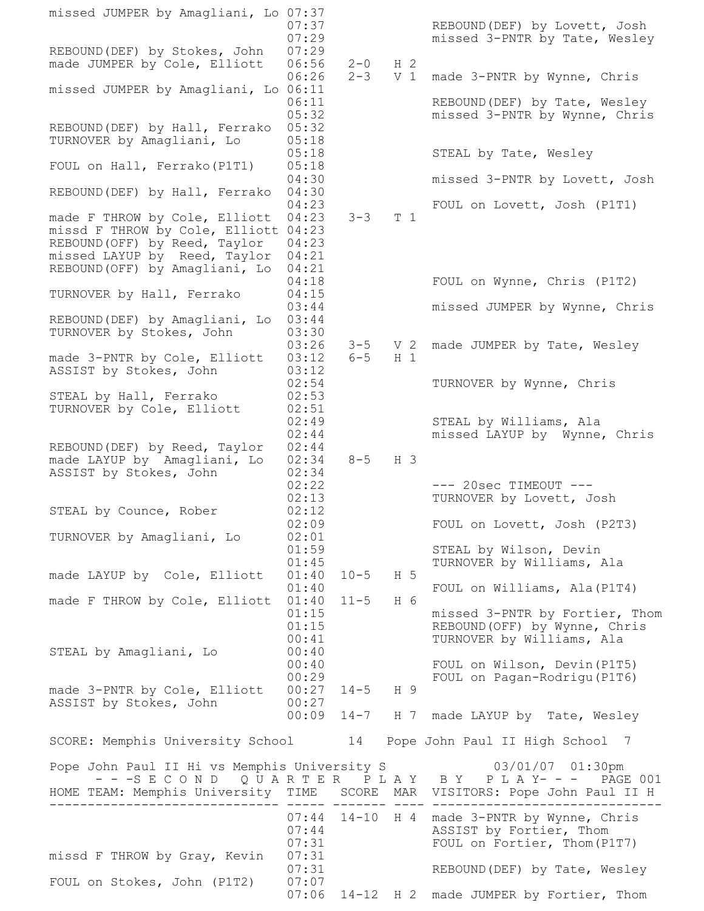| HOME | TIME | SCORE | MAR | VISITORS |
|---|---|---|---|---|
| missed JUMPER by Amagliani, Lo | 07:37 | | | |
| | 07:37 | | | REBOUND(DEF) by Lovett, Josh |
| | 07:29 | | | missed 3-PNTR by Tate, Wesley |
| REBOUND(DEF) by Stokes, John | 07:29 | | | |
| made JUMPER by Cole, Elliott | 06:56 | 2-0 | H 2 | |
| | 06:26 | 2-3 | V 1 | made 3-PNTR by Wynne, Chris |
| missed JUMPER by Amagliani, Lo | 06:11 | | | |
| | 06:11 | | | REBOUND(DEF) by Tate, Wesley |
| | 05:32 | | | missed 3-PNTR by Wynne, Chris |
| REBOUND(DEF) by Hall, Ferrako | 05:32 | | | |
| TURNOVER by Amagliani, Lo | 05:18 | | | |
| | 05:18 | | | STEAL by Tate, Wesley |
| FOUL on Hall, Ferrako(P1T1) | 05:18 | | | |
| | 04:30 | | | missed 3-PNTR by Lovett, Josh |
| REBOUND(DEF) by Hall, Ferrako | 04:30 | | | |
| | 04:23 | | | FOUL on Lovett, Josh (P1T1) |
| made F THROW by Cole, Elliott | 04:23 | 3-3 | T 1 | |
| missd F THROW by Cole, Elliott | 04:23 | | | |
| REBOUND(OFF) by Reed, Taylor | 04:23 | | | |
| missed LAYUP by Reed, Taylor | 04:21 | | | |
| REBOUND(OFF) by Amagliani, Lo | 04:21 | | | |
| | 04:18 | | | FOUL on Wynne, Chris (P1T2) |
| TURNOVER by Hall, Ferrako | 04:15 | | | |
| | 03:44 | | | missed JUMPER by Wynne, Chris |
| REBOUND(DEF) by Amagliani, Lo | 03:44 | | | |
| TURNOVER by Stokes, John | 03:30 | | | |
| | 03:26 | 3-5 | V 2 | made JUMPER by Tate, Wesley |
| made 3-PNTR by Cole, Elliott | 03:12 | 6-5 | H 1 | |
| ASSIST by Stokes, John | 03:12 | | | |
| | 02:54 | | | TURNOVER by Wynne, Chris |
| STEAL by Hall, Ferrako | 02:53 | | | |
| TURNOVER by Cole, Elliott | 02:51 | | | |
| | 02:49 | | | STEAL by Williams, Ala |
| | 02:44 | | | missed LAYUP by Wynne, Chris |
| REBOUND(DEF) by Reed, Taylor | 02:44 | | | |
| made LAYUP by Amagliani, Lo | 02:34 | 8-5 | H 3 | |
| ASSIST by Stokes, John | 02:34 | | | |
| | 02:22 | | | --- 20sec TIMEOUT --- |
| | 02:13 | | | TURNOVER by Lovett, Josh |
| STEAL by Counce, Rober | 02:12 | | | |
| | 02:09 | | | FOUL on Lovett, Josh (P2T3) |
| TURNOVER by Amagliani, Lo | 02:01 | | | |
| | 01:59 | | | STEAL by Wilson, Devin |
| | 01:45 | | | TURNOVER by Williams, Ala |
| made LAYUP by Cole, Elliott | 01:40 | 10-5 | H 5 | |
| | 01:40 | | | FOUL on Williams, Ala(P1T4) |
| made F THROW by Cole, Elliott | 01:40 | 11-5 | H 6 | |
| | 01:15 | | | missed 3-PNTR by Fortier, Thom |
| | 01:15 | | | REBOUND(OFF) by Wynne, Chris |
| | 00:41 | | | TURNOVER by Williams, Ala |
| STEAL by Amagliani, Lo | 00:40 | | | |
| | 00:40 | | | FOUL on Wilson, Devin(P1T5) |
| | 00:29 | | | FOUL on Pagan-Rodrigu(P1T6) |
| made 3-PNTR by Cole, Elliott | 00:27 | 14-5 | H 9 | |
| ASSIST by Stokes, John | 00:27 | | | |
| | 00:09 | 14-7 | H 7 | made LAYUP by Tate, Wesley |

SCORE: Memphis University School 14 Pope John Paul II High School 7

Pope John Paul II Hi vs Memphis University S 03/01/07 01:30pm

---S E C O N D  Q U A R T E R  P L A Y  B Y  P L A Y--- PAGE 001

| HOME TEAM: Memphis University | TIME | SCORE | MAR | VISITORS: Pope John Paul II H |
|---|---|---|---|---|
| | 07:44 | 14-10 | H 4 | made 3-PNTR by Wynne, Chris |
| | 07:44 | | | ASSIST by Fortier, Thom |
| | 07:31 | | | FOUL on Fortier, Thom(P1T7) |
| missd F THROW by Gray, Kevin | 07:31 | | | |
| | 07:31 | | | REBOUND(DEF) by Tate, Wesley |
| FOUL on Stokes, John (P1T2) | 07:07 | | | |
| | 07:06 | 14-12 | H 2 | made JUMPER by Fortier, Thom |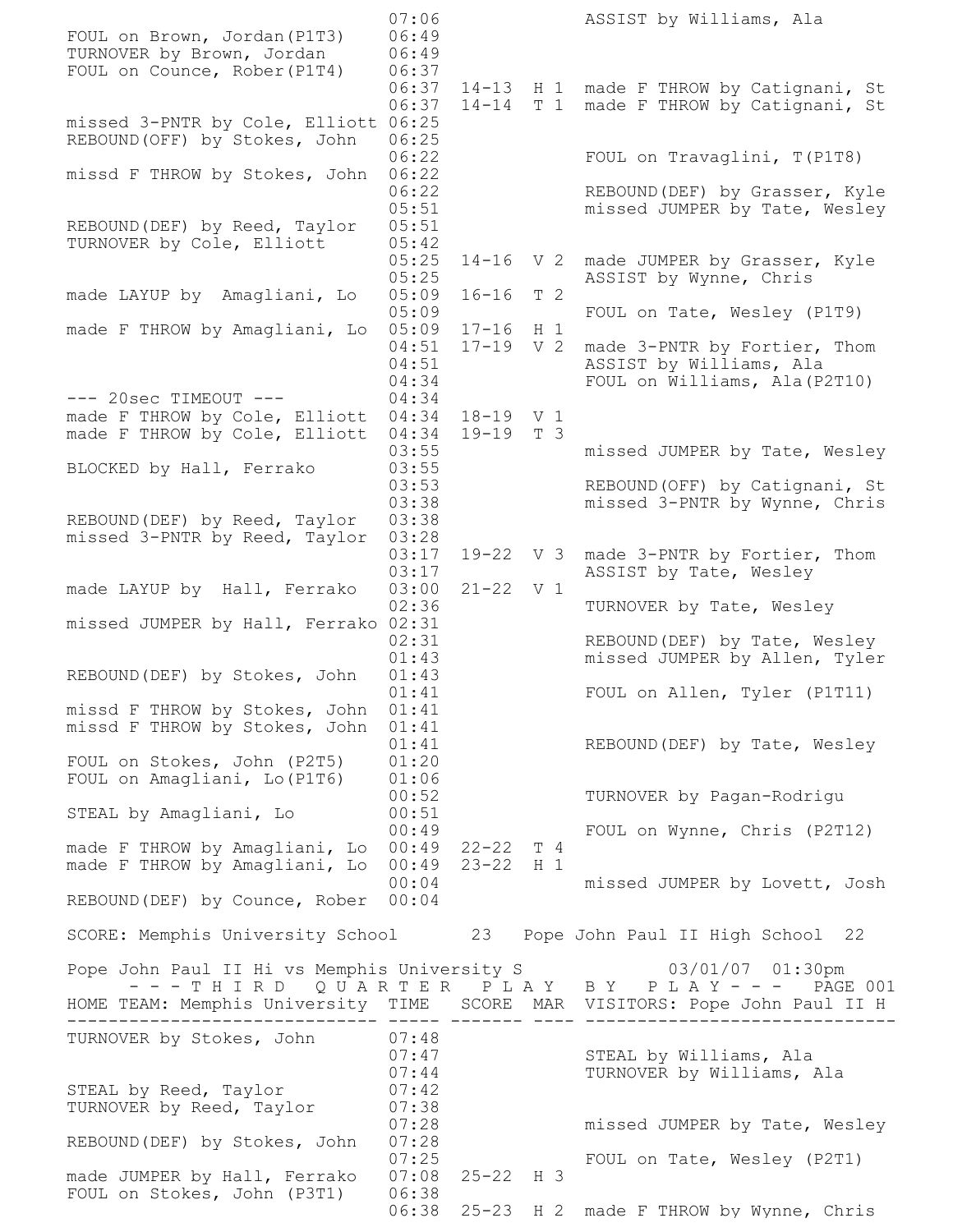| HOME | TIME | SCORE | MAR | VISITORS |
|---|---|---|---|---|
| | 07:06 | | | ASSIST by Williams, Ala |
| FOUL on Brown, Jordan(P1T3) | 06:49 | | | |
| TURNOVER by Brown, Jordan | 06:49 | | | |
| FOUL on Counce, Rober(P1T4) | 06:37 | | | |
| | 06:37 | 14-13 | H 1 | made F THROW by Catignani, St |
| | 06:37 | 14-14 | T 1 | made F THROW by Catignani, St |
| missed 3-PNTR by Cole, Elliott | 06:25 | | | |
| REBOUND(OFF) by Stokes, John | 06:25 | | | |
| | 06:22 | | | FOUL on Travaglini, T(P1T8) |
| missd F THROW by Stokes, John | 06:22 | | | |
| | 06:22 | | | REBOUND(DEF) by Grasser, Kyle |
| | 05:51 | | | missed JUMPER by Tate, Wesley |
| REBOUND(DEF) by Reed, Taylor | 05:51 | | | |
| TURNOVER by Cole, Elliott | 05:42 | | | |
| | 05:25 | 14-16 | V 2 | made JUMPER by Grasser, Kyle |
| | 05:25 | | | ASSIST by Wynne, Chris |
| made LAYUP by Amagliani, Lo | 05:09 | 16-16 | T 2 | |
| | 05:09 | | | FOUL on Tate, Wesley (P1T9) |
| made F THROW by Amagliani, Lo | 05:09 | 17-16 | H 1 | |
| | 04:51 | 17-19 | V 2 | made 3-PNTR by Fortier, Thom |
| | 04:51 | | | ASSIST by Williams, Ala |
| | 04:34 | | | FOUL on Williams, Ala(P2T10) |
| --- 20sec TIMEOUT --- | 04:34 | | | |
| made F THROW by Cole, Elliott | 04:34 | 18-19 | V 1 | |
| made F THROW by Cole, Elliott | 04:34 | 19-19 | T 3 | |
| | 03:55 | | | missed JUMPER by Tate, Wesley |
| BLOCKED by Hall, Ferrako | 03:55 | | | |
| | 03:53 | | | REBOUND(OFF) by Catignani, St |
| | 03:38 | | | missed 3-PNTR by Wynne, Chris |
| REBOUND(DEF) by Reed, Taylor | 03:38 | | | |
| missed 3-PNTR by Reed, Taylor | 03:28 | | | |
| | 03:17 | 19-22 | V 3 | made 3-PNTR by Fortier, Thom |
| | 03:17 | | | ASSIST by Tate, Wesley |
| made LAYUP by Hall, Ferrako | 03:00 | 21-22 | V 1 | |
| | 02:36 | | | TURNOVER by Tate, Wesley |
| missed JUMPER by Hall, Ferrako | 02:31 | | | |
| | 02:31 | | | REBOUND(DEF) by Tate, Wesley |
| | 01:43 | | | missed JUMPER by Allen, Tyler |
| REBOUND(DEF) by Stokes, John | 01:43 | | | |
| | 01:41 | | | FOUL on Allen, Tyler (P1T11) |
| missd F THROW by Stokes, John | 01:41 | | | |
| missd F THROW by Stokes, John | 01:41 | | | |
| | 01:41 | | | REBOUND(DEF) by Tate, Wesley |
| FOUL on Stokes, John (P2T5) | 01:20 | | | |
| FOUL on Amagliani, Lo(P1T6) | 01:06 | | | |
| | 00:52 | | | TURNOVER by Pagan-Rodrigu |
| STEAL by Amagliani, Lo | 00:51 | | | |
| | 00:49 | | | FOUL on Wynne, Chris (P2T12) |
| made F THROW by Amagliani, Lo | 00:49 | 22-22 | T 4 | |
| made F THROW by Amagliani, Lo | 00:49 | 23-22 | H 1 | |
| | 00:04 | | | missed JUMPER by Lovett, Josh |
| REBOUND(DEF) by Counce, Rober | 00:04 | | | |

SCORE: Memphis University School 23 Pope John Paul II High School 22

Pope John Paul II Hi vs Memphis University S 03/01/07 01:30pm

## - - - T H I R D  Q U A R T E R  P L A Y  B Y  P L A Y - - -  PAGE 001

| HOME TEAM: Memphis University | TIME | SCORE | MAR | VISITORS: Pope John Paul II H |
|---|---|---|---|---|
| TURNOVER by Stokes, John | 07:48 | | | |
| | 07:47 | | | STEAL by Williams, Ala |
| | 07:44 | | | TURNOVER by Williams, Ala |
| STEAL by Reed, Taylor | 07:42 | | | |
| TURNOVER by Reed, Taylor | 07:38 | | | |
| | 07:28 | | | missed JUMPER by Tate, Wesley |
| REBOUND(DEF) by Stokes, John | 07:28 | | | |
| | 07:25 | | | FOUL on Tate, Wesley (P2T1) |
| made JUMPER by Hall, Ferrako | 07:08 | 25-22 | H 3 | |
| FOUL on Stokes, John (P3T1) | 06:38 | | | |
| | 06:38 | 25-23 | H 2 | made F THROW by Wynne, Chris |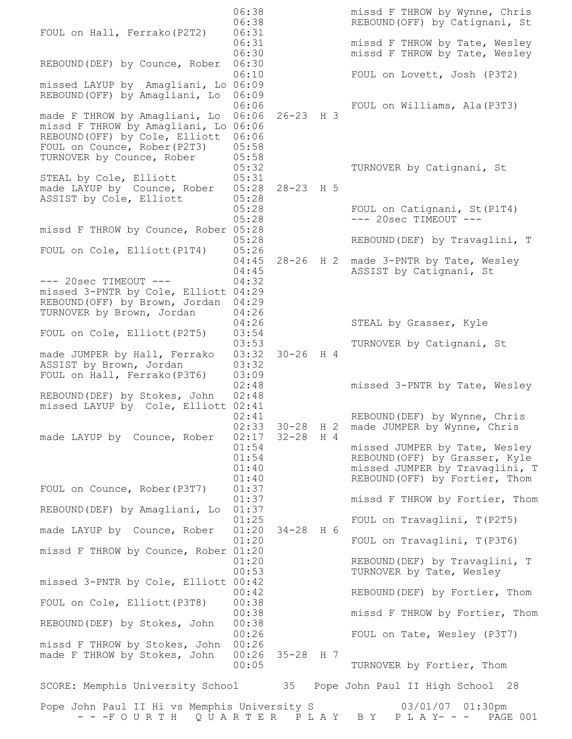| Memphis University School | Time | Score | Margin | Pope John Paul II High School |
|---|---|---|---|---|
| | 06:38 | | | missd F THROW by Wynne, Chris |
| | 06:38 | | | REBOUND(OFF) by Catignani, St |
| FOUL on Hall, Ferrako(P2T2) | 06:31 | | | |
| | 06:31 | | | missd F THROW by Tate, Wesley |
| | 06:30 | | | missd F THROW by Tate, Wesley |
| REBOUND(DEF) by Counce, Rober | 06:30 | | | |
| | 06:10 | | | FOUL on Lovett, Josh (P3T2) |
| missed LAYUP by Amagliani, Lo | 06:09 | | | |
| REBOUND(OFF) by Amagliani, Lo | 06:09 | | | |
| | 06:06 | | | FOUL on Williams, Ala(P3T3) |
| made F THROW by Amagliani, Lo | 06:06 | 26-23 | H 3 | |
| missd F THROW by Amagliani, Lo | 06:06 | | | |
| REBOUND(OFF) by Cole, Elliott | 06:06 | | | |
| FOUL on Counce, Rober(P2T3) | 05:58 | | | |
| TURNOVER by Counce, Rober | 05:58 | | | |
| | 05:32 | | | TURNOVER by Catignani, St |
| STEAL by Cole, Elliott | 05:31 | | | |
| made LAYUP by Counce, Rober | 05:28 | 28-23 | H 5 | |
| ASSIST by Cole, Elliott | 05:28 | | | |
| | 05:28 | | | FOUL on Catignani, St(P1T4) |
| | 05:28 | | | --- 20sec TIMEOUT --- |
| missd F THROW by Counce, Rober | 05:28 | | | |
| | 05:28 | | | REBOUND(DEF) by Travaglini, T |
| FOUL on Cole, Elliott(P1T4) | 05:26 | | | |
| | 04:45 | 28-26 | H 2 | made 3-PNTR by Tate, Wesley |
| | 04:45 | | | ASSIST by Catignani, St |
| --- 20sec TIMEOUT --- | 04:32 | | | |
| missed 3-PNTR by Cole, Elliott | 04:29 | | | |
| REBOUND(OFF) by Brown, Jordan | 04:29 | | | |
| TURNOVER by Brown, Jordan | 04:26 | | | |
| | 04:26 | | | STEAL by Grasser, Kyle |
| FOUL on Cole, Elliott(P2T5) | 03:54 | | | |
| | 03:53 | | | TURNOVER by Catignani, St |
| made JUMPER by Hall, Ferrako | 03:32 | 30-26 | H 4 | |
| ASSIST by Brown, Jordan | 03:32 | | | |
| FOUL on Hall, Ferrako(P3T6) | 03:09 | | | |
| | 02:48 | | | missed 3-PNTR by Tate, Wesley |
| REBOUND(DEF) by Stokes, John | 02:48 | | | |
| missed LAYUP by Cole, Elliott | 02:41 | | | |
| | 02:41 | | | REBOUND(DEF) by Wynne, Chris |
| | 02:33 | 30-28 | H 2 | made JUMPER by Wynne, Chris |
| made LAYUP by Counce, Rober | 02:17 | 32-28 | H 4 | |
| | 01:54 | | | missed JUMPER by Tate, Wesley |
| | 01:54 | | | REBOUND(OFF) by Grasser, Kyle |
| | 01:40 | | | missed JUMPER by Travaglini, T |
| | 01:40 | | | REBOUND(OFF) by Fortier, Thom |
| FOUL on Counce, Rober(P3T7) | 01:37 | | | |
| | 01:37 | | | missd F THROW by Fortier, Thom |
| REBOUND(DEF) by Amagliani, Lo | 01:37 | | | |
| | 01:25 | | | FOUL on Travaglini, T(P2T5) |
| made LAYUP by Counce, Rober | 01:20 | 34-28 | H 6 | |
| | 01:20 | | | FOUL on Travaglini, T(P3T6) |
| missd F THROW by Counce, Rober | 01:20 | | | |
| | 01:20 | | | REBOUND(DEF) by Travaglini, T |
| | 00:53 | | | TURNOVER by Tate, Wesley |
| missed 3-PNTR by Cole, Elliott | 00:42 | | | |
| | 00:42 | | | REBOUND(DEF) by Fortier, Thom |
| FOUL on Cole, Elliott(P3T8) | 00:38 | | | |
| | 00:38 | | | missd F THROW by Fortier, Thom |
| REBOUND(DEF) by Stokes, John | 00:38 | | | |
| | 00:26 | | | FOUL on Tate, Wesley (P3T7) |
| missd F THROW by Stokes, John | 00:26 | | | |
| made F THROW by Stokes, John | 00:26 | 35-28 | H 7 | |
| | 00:05 | | | TURNOVER by Fortier, Thom |

SCORE: Memphis University School 35 Pope John Paul II High School 28

Pope John Paul II Hi vs Memphis University S 03/01/07 01:30pm

- - -F O U R T H  Q U A R T E R  P L A Y  B Y  P L A Y- - -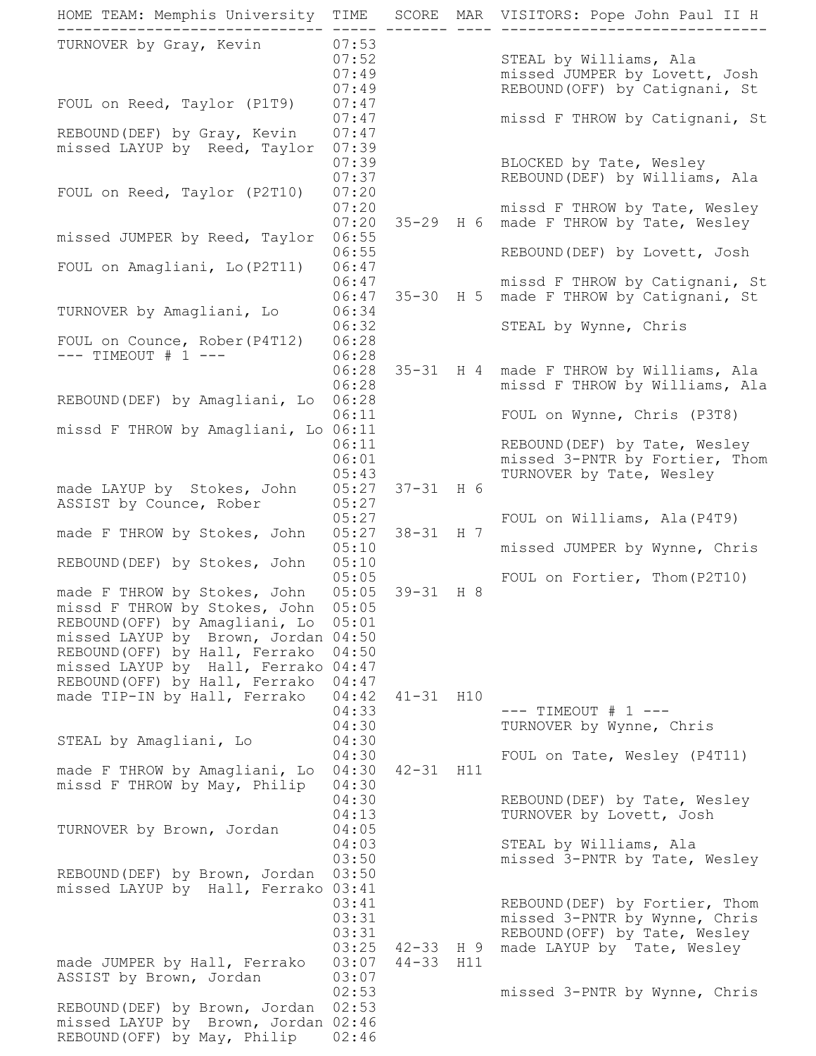| HOME TEAM: Memphis University | TIME | SCORE | MAR | VISITORS: Pope John Paul II H |
|---|---|---|---|---|
| TURNOVER by Gray, Kevin | 07:53 | | | |
| | 07:52 | | | STEAL by Williams, Ala |
| | 07:49 | | | missed JUMPER by Lovett, Josh |
| | 07:49 | | | REBOUND(OFF) by Catignani, St |
| FOUL on Reed, Taylor (P1T9) | 07:47 | | | |
| | 07:47 | | | missd F THROW by Catignani, St |
| REBOUND(DEF) by Gray, Kevin | 07:47 | | | |
| missed LAYUP by Reed, Taylor | 07:39 | | | |
| | 07:39 | | | BLOCKED by Tate, Wesley |
| | 07:37 | | | REBOUND(DEF) by Williams, Ala |
| FOUL on Reed, Taylor (P2T10) | 07:20 | | | |
| | 07:20 | | | missd F THROW by Tate, Wesley |
| | 07:20 | 35-29 | H 6 | made F THROW by Tate, Wesley |
| missed JUMPER by Reed, Taylor | 06:55 | | | |
| | 06:55 | | | REBOUND(DEF) by Lovett, Josh |
| FOUL on Amagliani, Lo(P2T11) | 06:47 | | | |
| | 06:47 | | | missd F THROW by Catignani, St |
| | 06:47 | 35-30 | H 5 | made F THROW by Catignani, St |
| TURNOVER by Amagliani, Lo | 06:34 | | | |
| | 06:32 | | | STEAL by Wynne, Chris |
| FOUL on Counce, Rober(P4T12) | 06:28 | | | |
| --- TIMEOUT # 1 --- | 06:28 | | | |
| | 06:28 | 35-31 | H 4 | made F THROW by Williams, Ala |
| | 06:28 | | | missd F THROW by Williams, Ala |
| REBOUND(DEF) by Amagliani, Lo | 06:28 | | | |
| | 06:11 | | | FOUL on Wynne, Chris (P3T8) |
| missd F THROW by Amagliani, Lo | 06:11 | | | |
| | 06:11 | | | REBOUND(DEF) by Tate, Wesley |
| | 06:01 | | | missed 3-PNTR by Fortier, Thom |
| | 05:43 | | | TURNOVER by Tate, Wesley |
| made LAYUP by Stokes, John | 05:27 | 37-31 | H 6 | |
| ASSIST by Counce, Rober | 05:27 | | | |
| | 05:27 | | | FOUL on Williams, Ala(P4T9) |
| made F THROW by Stokes, John | 05:27 | 38-31 | H 7 | |
| | 05:10 | | | missed JUMPER by Wynne, Chris |
| REBOUND(DEF) by Stokes, John | 05:10 | | | |
| | 05:05 | | | FOUL on Fortier, Thom(P2T10) |
| made F THROW by Stokes, John | 05:05 | 39-31 | H 8 | |
| missd F THROW by Stokes, John | 05:05 | | | |
| REBOUND(OFF) by Amagliani, Lo | 05:01 | | | |
| missed LAYUP by Brown, Jordan | 04:50 | | | |
| REBOUND(OFF) by Hall, Ferrako | 04:50 | | | |
| missed LAYUP by Hall, Ferrako | 04:47 | | | |
| REBOUND(OFF) by Hall, Ferrako | 04:47 | | | |
| made TIP-IN by Hall, Ferrako | 04:42 | 41-31 | H10 | |
| | 04:33 | | | --- TIMEOUT # 1 --- |
| | 04:30 | | | TURNOVER by Wynne, Chris |
| STEAL by Amagliani, Lo | 04:30 | | | |
| | 04:30 | | | FOUL on Tate, Wesley (P4T11) |
| made F THROW by Amagliani, Lo | 04:30 | 42-31 | H11 | |
| missd F THROW by May, Philip | 04:30 | | | |
| | 04:30 | | | REBOUND(DEF) by Tate, Wesley |
| | 04:13 | | | TURNOVER by Lovett, Josh |
| TURNOVER by Brown, Jordan | 04:05 | | | |
| | 04:03 | | | STEAL by Williams, Ala |
| | 03:50 | | | missed 3-PNTR by Tate, Wesley |
| REBOUND(DEF) by Brown, Jordan | 03:50 | | | |
| missed LAYUP by Hall, Ferrako | 03:41 | | | |
| | 03:41 | | | REBOUND(DEF) by Fortier, Thom |
| | 03:31 | | | missed 3-PNTR by Wynne, Chris |
| | 03:31 | | | REBOUND(OFF) by Tate, Wesley |
| | 03:25 | 42-33 | H 9 | made LAYUP by Tate, Wesley |
| made JUMPER by Hall, Ferrako | 03:07 | 44-33 | H11 | |
| ASSIST by Brown, Jordan | 03:07 | | | |
| | 02:53 | | | missed 3-PNTR by Wynne, Chris |
| REBOUND(DEF) by Brown, Jordan | 02:53 | | | |
| missed LAYUP by Brown, Jordan | 02:46 | | | |
| REBOUND(OFF) by May, Philip | 02:46 | | | |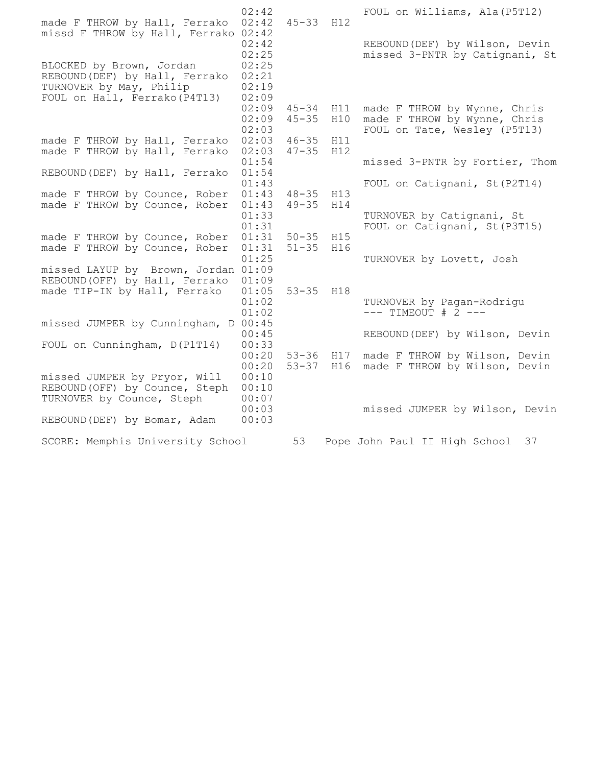| | | | | |
|---|---|---|---|---|
| | 02:42 | | | FOUL on Williams, Ala(P5T12) |
| made F THROW by Hall, Ferrako | 02:42 | 45-33 | H12 | |
| missd F THROW by Hall, Ferrako | 02:42 | | | |
| | 02:42 | | | REBOUND(DEF) by Wilson, Devin |
| | 02:25 | | | missed 3-PNTR by Catignani, St |
| BLOCKED by Brown, Jordan | 02:25 | | | |
| REBOUND(DEF) by Hall, Ferrako | 02:21 | | | |
| TURNOVER by May, Philip | 02:19 | | | |
| FOUL on Hall, Ferrako(P4T13) | 02:09 | | | |
| | 02:09 | 45-34 | H11 | made F THROW by Wynne, Chris |
| | 02:09 | 45-35 | H10 | made F THROW by Wynne, Chris |
| | 02:03 | | | FOUL on Tate, Wesley (P5T13) |
| made F THROW by Hall, Ferrako | 02:03 | 46-35 | H11 | |
| made F THROW by Hall, Ferrako | 02:03 | 47-35 | H12 | |
| | 01:54 | | | missed 3-PNTR by Fortier, Thom |
| REBOUND(DEF) by Hall, Ferrako | 01:54 | | | |
| | 01:43 | | | FOUL on Catignani, St(P2T14) |
| made F THROW by Counce, Rober | 01:43 | 48-35 | H13 | |
| made F THROW by Counce, Rober | 01:43 | 49-35 | H14 | |
| | 01:33 | | | TURNOVER by Catignani, St |
| | 01:31 | | | FOUL on Catignani, St(P3T15) |
| made F THROW by Counce, Rober | 01:31 | 50-35 | H15 | |
| made F THROW by Counce, Rober | 01:31 | 51-35 | H16 | |
| | 01:25 | | | TURNOVER by Lovett, Josh |
| missed LAYUP by Brown, Jordan | 01:09 | | | |
| REBOUND(OFF) by Hall, Ferrako | 01:09 | | | |
| made TIP-IN by Hall, Ferrako | 01:05 | 53-35 | H18 | |
| | 01:02 | | | TURNOVER by Pagan-Rodrigu |
| | 01:02 | | | --- TIMEOUT # 2 --- |
| missed JUMPER by Cunningham, D | 00:45 | | | |
| | 00:45 | | | REBOUND(DEF) by Wilson, Devin |
| FOUL on Cunningham, D(P1T14) | 00:33 | | | |
| | 00:20 | 53-36 | H17 | made F THROW by Wilson, Devin |
| | 00:20 | 53-37 | H16 | made F THROW by Wilson, Devin |
| missed JUMPER by Pryor, Will | 00:10 | | | |
| REBOUND(OFF) by Counce, Steph | 00:10 | | | |
| TURNOVER by Counce, Steph | 00:07 | | | |
| | 00:03 | | | missed JUMPER by Wilson, Devin |
| REBOUND(DEF) by Bomar, Adam | 00:03 | | | |

SCORE: Memphis University School 53 Pope John Paul II High School 37